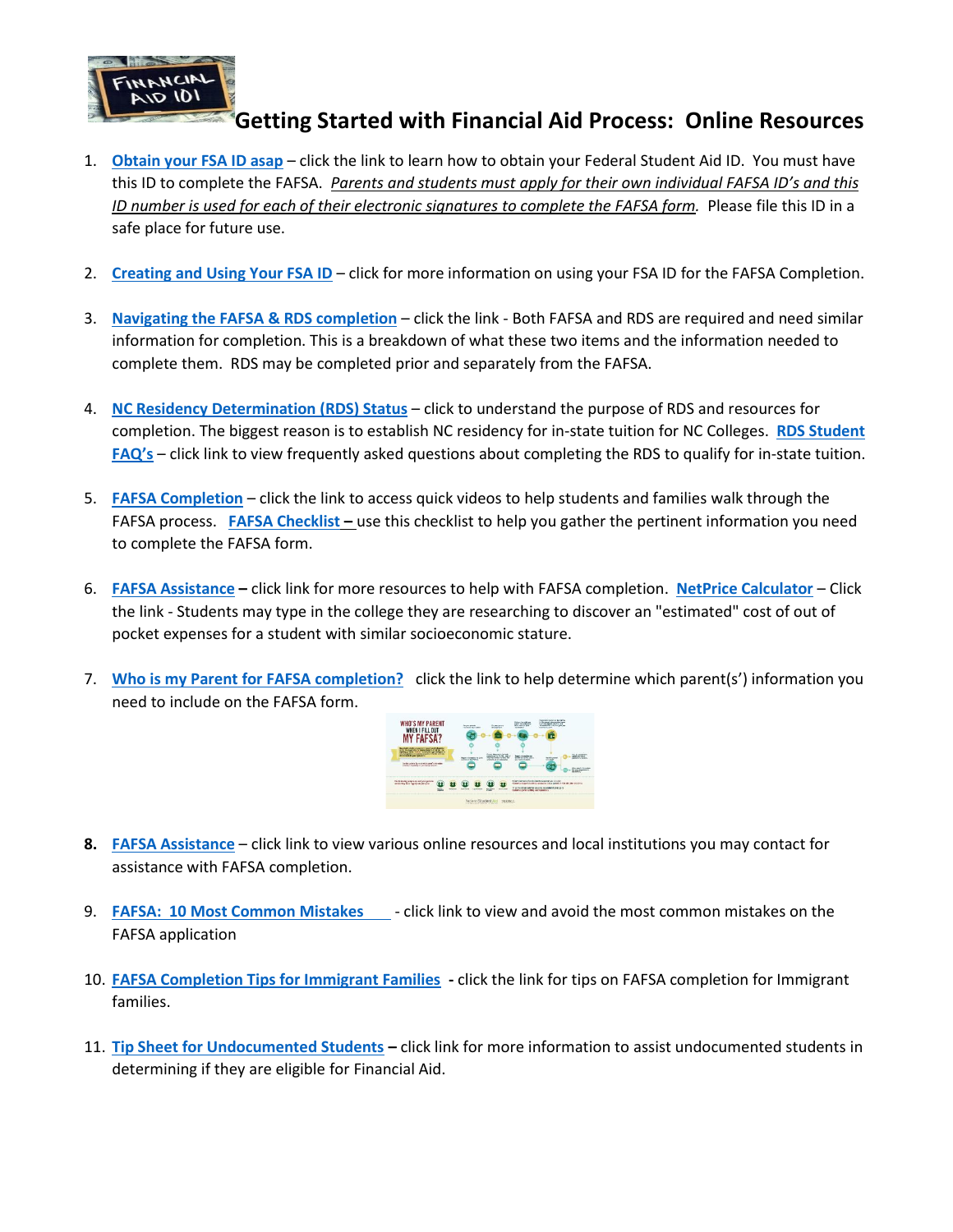# Getting Started with Financial Aid Process: Online Resources

1. **Obtain your FSA ID asap** – click the link to learn how to obtain your Federal Student Aid ID. You must have this ID to complete the FAFSA. *Parents and students must apply for their own individual FAFSA ID's and this ID number is used for each of their electronic signatures to complete the FAFSA form.* Please file this ID in a safe place for future use.

2. **Creating and Using Your FSA ID** – click for more information on using your FSA ID for the FAFSA Completion.

3. **Navigating the FAFSA & RDS completion** – click the link - Both FAFSA and RDS are required and need similar information for completion. This is a breakdown of what these two items and the information needed to complete them. RDS may be completed prior and separately from the FAFSA.

4. **NC Residency Determination (RDS) Status** – click to understand the purpose of RDS and resources for completion. The biggest reason is to establish NC residency for in-state tuition for NC Colleges. **RDS Student FAQ's** – click link to view frequently asked questions about completing the RDS to qualify for in-state tuition.

5. **FAFSA Completion** – click the link to access quick videos to help students and families walk through the FAFSA process. **FAFSA Checklist** – use this checklist to help you gather the pertinent information you need to complete the FAFSA form.

6. **FAFSA Assistance** – click link for more resources to help with FAFSA completion. **NetPrice Calculator** – Click the link - Students may type in the college they are researching to discover an "estimated" cost of out of pocket expenses for a student with similar socioeconomic stature.

7. **Who is my Parent for FAFSA completion?** click the link to help determine which parent(s') information you need to include on the FAFSA form.

8. **FAFSA Assistance** – click link to view various online resources and local institutions you may contact for assistance with FAFSA completion.

9. **FAFSA: 10 Most Common Mistakes** - click link to view and avoid the most common mistakes on the FAFSA application

10. **FAFSA Completion Tips for Immigrant Families** - click the link for tips on FAFSA completion for Immigrant families.

11. **Tip Sheet for Undocumented Students** – click link for more information to assist undocumented students in determining if they are eligible for Financial Aid.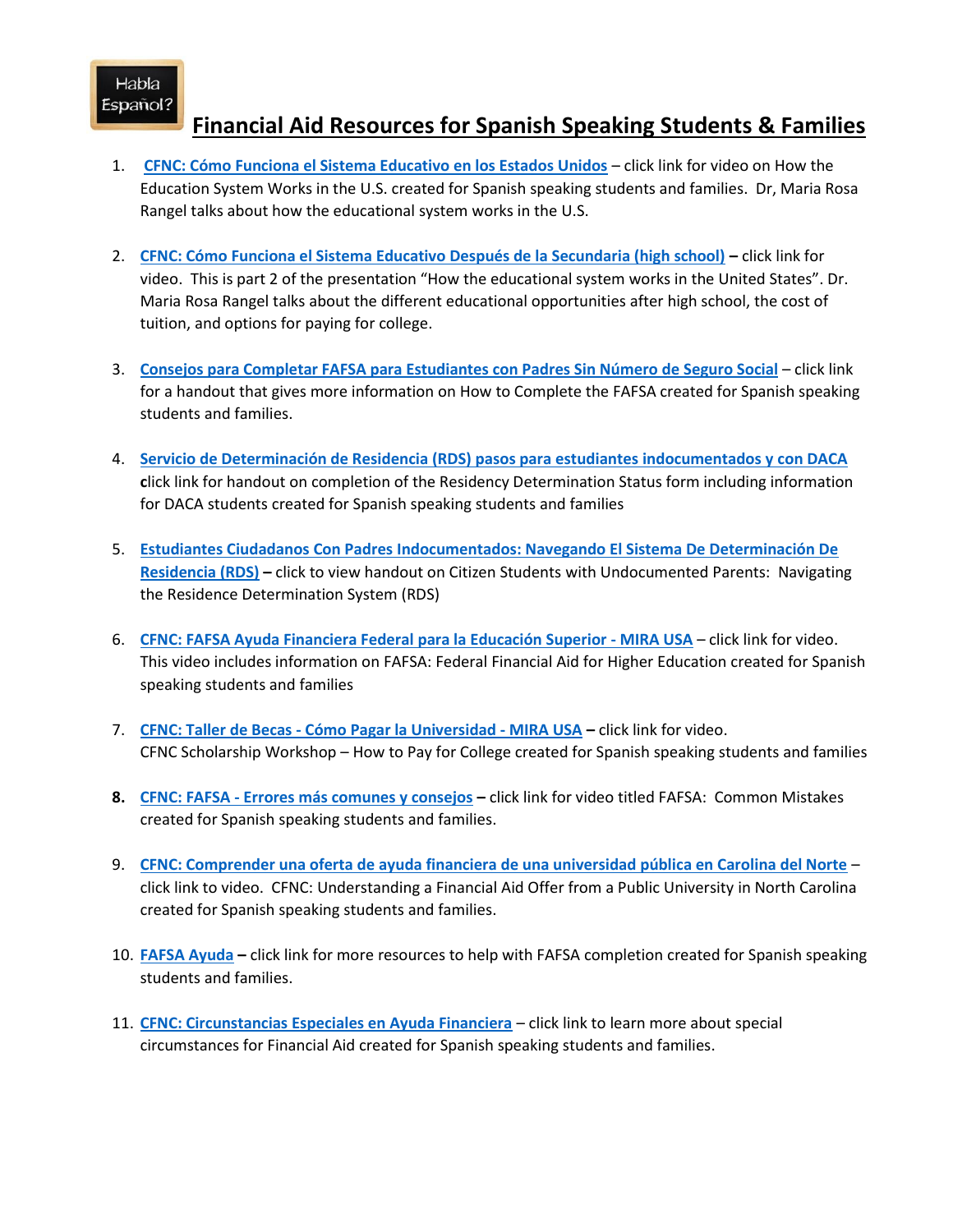Habla Español?

# Financial Aid Resources for Spanish Speaking Students & Families

1. **CFNC: Cómo Funciona el Sistema Educativo en los Estados Unidos** – click link for video on How the Education System Works in the U.S. created for Spanish speaking students and families. Dr, Maria Rosa Rangel talks about how the educational system works in the U.S.

2. **CFNC: Cómo Funciona el Sistema Educativo Después de la Secundaria (high school)** – click link for video. This is part 2 of the presentation "How the educational system works in the United States". Dr. Maria Rosa Rangel talks about the different educational opportunities after high school, the cost of tuition, and options for paying for college.

3. **Consejos para Completar FAFSA para Estudiantes con Padres Sin Número de Seguro Social** – click link for a handout that gives more information on How to Complete the FAFSA created for Spanish speaking students and families.

4. **Servicio de Determinación de Residencia (RDS) pasos para estudiantes indocumentados y con DACA** **c**lick link for handout on completion of the Residency Determination Status form including information for DACA students created for Spanish speaking students and families

5. **Estudiantes Ciudadanos Con Padres Indocumentados: Navegando El Sistema De Determinación De Residencia (RDS)** – click to view handout on Citizen Students with Undocumented Parents: Navigating the Residence Determination System (RDS)

6. **CFNC: FAFSA Ayuda Financiera Federal para la Educación Superior - MIRA USA** – click link for video. This video includes information on FAFSA: Federal Financial Aid for Higher Education created for Spanish speaking students and families

7. **CFNC: Taller de Becas - Cómo Pagar la Universidad - MIRA USA** – click link for video. CFNC Scholarship Workshop – How to Pay for College created for Spanish speaking students and families

8. **CFNC: FAFSA - Errores más comunes y consejos** – click link for video titled FAFSA: Common Mistakes created for Spanish speaking students and families.

9. **CFNC: Comprender una oferta de ayuda financiera de una universidad pública en Carolina del Norte** – click link to video. CFNC: Understanding a Financial Aid Offer from a Public University in North Carolina created for Spanish speaking students and families.

10. **FAFSA Ayuda** – click link for more resources to help with FAFSA completion created for Spanish speaking students and families.

11. **CFNC: Circunstancias Especiales en Ayuda Financiera** – click link to learn more about special circumstances for Financial Aid created for Spanish speaking students and families.